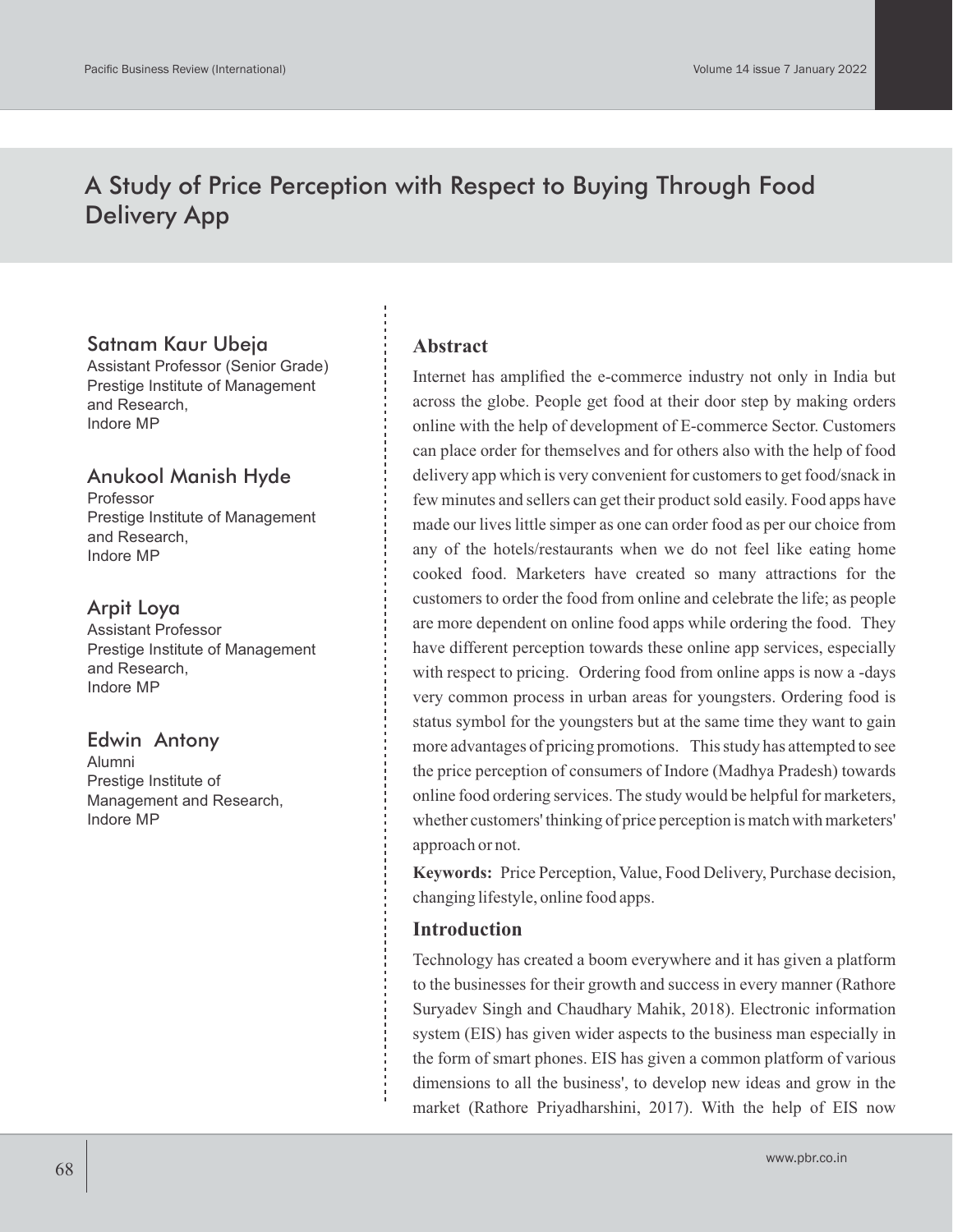# A Study of Price Perception with Respect to Buying Through Food Delivery App

**Satnam Kaur Ubeja**
Assistant Professor (Senior Grade)
Prestige Institute of Management and Research,
Indore MP

**Anukool Manish Hyde**
Professor
Prestige Institute of Management and Research,
Indore MP

**Arpit Loya**
Assistant Professor
Prestige Institute of Management and Research,
Indore MP

**Edwin Antony**
Alumni
Prestige Institute of Management and Research,
Indore MP

## Abstract

Internet has amplified the e-commerce industry not only in India but across the globe. People get food at their door step by making orders online with the help of development of E-commerce Sector. Customers can place order for themselves and for others also with the help of food delivery app which is very convenient for customers to get food/snack in few minutes and sellers can get their product sold easily. Food apps have made our lives little simper as one can order food as per our choice from any of the hotels/restaurants when we do not feel like eating home cooked food. Marketers have created so many attractions for the customers to order the food from online and celebrate the life; as people are more dependent on online food apps while ordering the food. They have different perception towards these online app services, especially with respect to pricing. Ordering food from online apps is now a -days very common process in urban areas for youngsters. Ordering food is status symbol for the youngsters but at the same time they want to gain more advantages of pricing promotions. This study has attempted to see the price perception of consumers of Indore (Madhya Pradesh) towards online food ordering services. The study would be helpful for marketers, whether customers' thinking of price perception is match with marketers' approach or not.

**Keywords:** Price Perception, Value, Food Delivery, Purchase decision, changing lifestyle, online food apps.

## Introduction

Technology has created a boom everywhere and it has given a platform to the businesses for their growth and success in every manner (Rathore Suryadev Singh and Chaudhary Mahik, 2018). Electronic information system (EIS) has given wider aspects to the business man especially in the form of smart phones. EIS has given a common platform of various dimensions to all the business', to develop new ideas and grow in the market (Rathore Priyadharshini, 2017). With the help of EIS now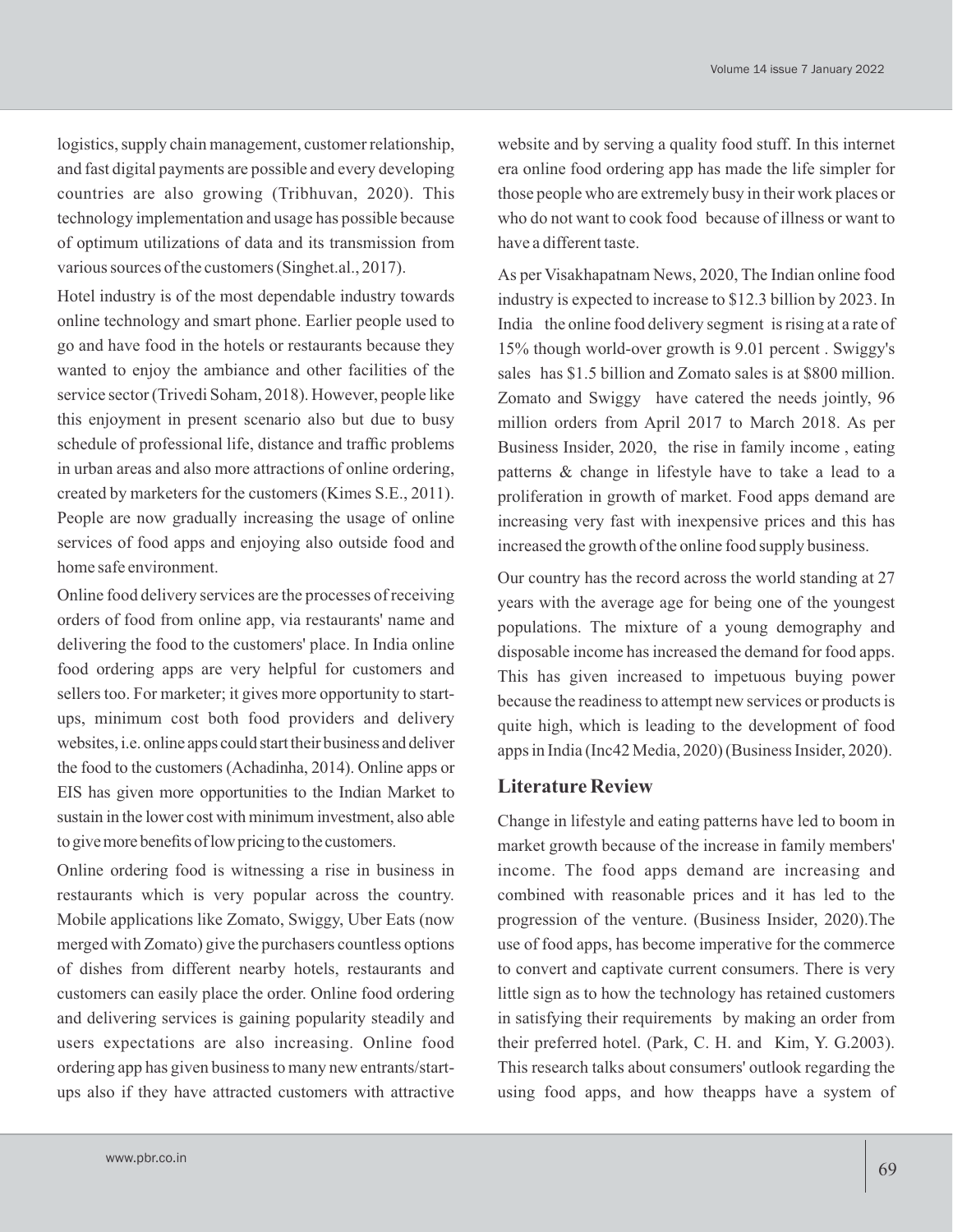logistics, supply chain management, customer relationship, and fast digital payments are possible and every developing countries are also growing (Tribhuvan, 2020). This technology implementation and usage has possible because of optimum utilizations of data and its transmission from various sources of the customers (Singhet.al., 2017).

Hotel industry is of the most dependable industry towards online technology and smart phone. Earlier people used to go and have food in the hotels or restaurants because they wanted to enjoy the ambiance and other facilities of the service sector (Trivedi Soham, 2018). However, people like this enjoyment in present scenario also but due to busy schedule of professional life, distance and traffic problems in urban areas and also more attractions of online ordering, created by marketers for the customers (Kimes S.E., 2011). People are now gradually increasing the usage of online services of food apps and enjoying also outside food and home safe environment.

Online food delivery services are the processes of receiving orders of food from online app, via restaurants' name and delivering the food to the customers' place. In India online food ordering apps are very helpful for customers and sellers too. For marketer; it gives more opportunity to start-ups, minimum cost both food providers and delivery websites, i.e. online apps could start their business and deliver the food to the customers (Achadinha, 2014). Online apps or EIS has given more opportunities to the Indian Market to sustain in the lower cost with minimum investment, also able to give more benefits of low pricing to the customers.

Online ordering food is witnessing a rise in business in restaurants which is very popular across the country. Mobile applications like Zomato, Swiggy, Uber Eats (now merged with Zomato) give the purchasers countless options of dishes from different nearby hotels, restaurants and customers can easily place the order. Online food ordering and delivering services is gaining popularity steadily and users expectations are also increasing. Online food ordering app has given business to many new entrants/start-ups also if they have attracted customers with attractive website and by serving a quality food stuff. In this internet era online food ordering app has made the life simpler for those people who are extremely busy in their work places or who do not want to cook food because of illness or want to have a different taste.

As per Visakhapatnam News, 2020, The Indian online food industry is expected to increase to $12.3 billion by 2023. In India the online food delivery segment is rising at a rate of 15% though world-over growth is 9.01 percent . Swiggy's sales has $1.5 billion and Zomato sales is at $800 million. Zomato and Swiggy have catered the needs jointly, 96 million orders from April 2017 to March 2018. As per Business Insider, 2020, the rise in family income , eating patterns & change in lifestyle have to take a lead to a proliferation in growth of market. Food apps demand are increasing very fast with inexpensive prices and this has increased the growth of the online food supply business.

Our country has the record across the world standing at 27 years with the average age for being one of the youngest populations. The mixture of a young demography and disposable income has increased the demand for food apps. This has given increased to impetuous buying power because the readiness to attempt new services or products is quite high, which is leading to the development of food apps in India (Inc42 Media, 2020) (Business Insider, 2020).

## Literature Review

Change in lifestyle and eating patterns have led to boom in market growth because of the increase in family members' income. The food apps demand are increasing and combined with reasonable prices and it has led to the progression of the venture. (Business Insider, 2020).The use of food apps, has become imperative for the commerce to convert and captivate current consumers. There is very little sign as to how the technology has retained customers in satisfying their requirements by making an order from their preferred hotel. (Park, C. H. and Kim, Y. G.2003). This research talks about consumers' outlook regarding the using food apps, and how theapps have a system of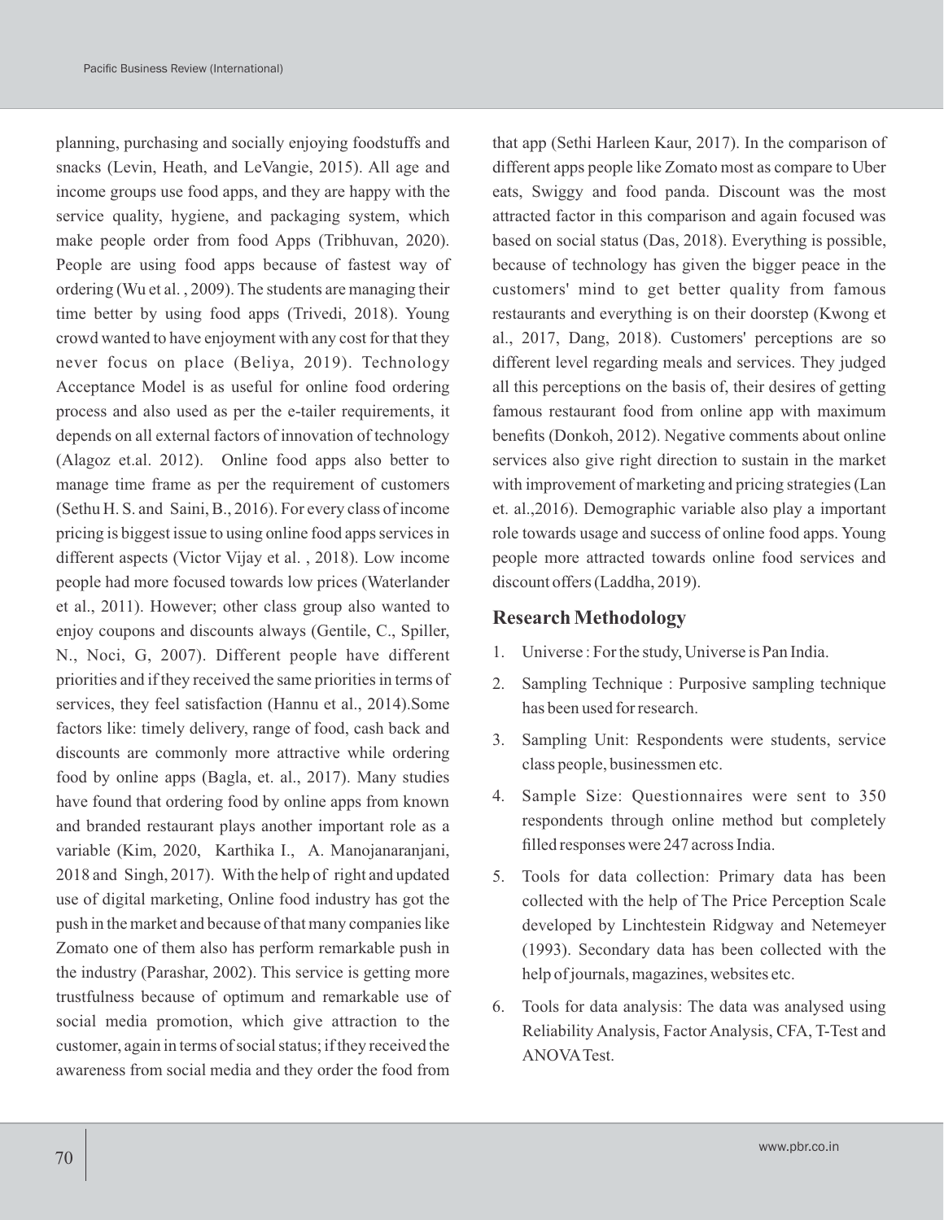planning, purchasing and socially enjoying foodstuffs and snacks (Levin, Heath, and LeVangie, 2015). All age and income groups use food apps, and they are happy with the service quality, hygiene, and packaging system, which make people order from food Apps (Tribhuvan, 2020). People are using food apps because of fastest way of ordering (Wu et al. , 2009). The students are managing their time better by using food apps (Trivedi, 2018). Young crowd wanted to have enjoyment with any cost for that they never focus on place (Beliya, 2019). Technology Acceptance Model is as useful for online food ordering process and also used as per the e-tailer requirements, it depends on all external factors of innovation of technology (Alagoz et.al. 2012). Online food apps also better to manage time frame as per the requirement of customers (Sethu H. S. and Saini, B., 2016). For every class of income pricing is biggest issue to using online food apps services in different aspects (Victor Vijay et al. , 2018). Low income people had more focused towards low prices (Waterlander et al., 2011). However; other class group also wanted to enjoy coupons and discounts always (Gentile, C., Spiller, N., Noci, G, 2007). Different people have different priorities and if they received the same priorities in terms of services, they feel satisfaction (Hannu et al., 2014).Some factors like: timely delivery, range of food, cash back and discounts are commonly more attractive while ordering food by online apps (Bagla, et. al., 2017). Many studies have found that ordering food by online apps from known and branded restaurant plays another important role as a variable (Kim, 2020, Karthika I., A. Manojanaranjani, 2018 and Singh, 2017). With the help of right and updated use of digital marketing, Online food industry has got the push in the market and because of that many companies like Zomato one of them also has perform remarkable push in the industry (Parashar, 2002). This service is getting more trustfulness because of optimum and remarkable use of social media promotion, which give attraction to the customer, again in terms of social status; if they received the awareness from social media and they order the food from that app (Sethi Harleen Kaur, 2017). In the comparison of different apps people like Zomato most as compare to Uber eats, Swiggy and food panda. Discount was the most attracted factor in this comparison and again focused was based on social status (Das, 2018). Everything is possible, because of technology has given the bigger peace in the customers' mind to get better quality from famous restaurants and everything is on their doorstep (Kwong et al., 2017, Dang, 2018). Customers' perceptions are so different level regarding meals and services. They judged all this perceptions on the basis of, their desires of getting famous restaurant food from online app with maximum benefits (Donkoh, 2012). Negative comments about online services also give right direction to sustain in the market with improvement of marketing and pricing strategies (Lan et. al.,2016). Demographic variable also play a important role towards usage and success of online food apps. Young people more attracted towards online food services and discount offers (Laddha, 2019).

## Research Methodology

1. Universe : For the study, Universe is Pan India.
2. Sampling Technique : Purposive sampling technique has been used for research.
3. Sampling Unit: Respondents were students, service class people, businessmen etc.
4. Sample Size: Questionnaires were sent to 350 respondents through online method but completely filled responses were 247 across India.
5. Tools for data collection: Primary data has been collected with the help of The Price Perception Scale developed by Linchtestein Ridgway and Netemeyer (1993). Secondary data has been collected with the help of journals, magazines, websites etc.
6. Tools for data analysis: The data was analysed using Reliability Analysis, Factor Analysis, CFA, T-Test and ANOVA Test.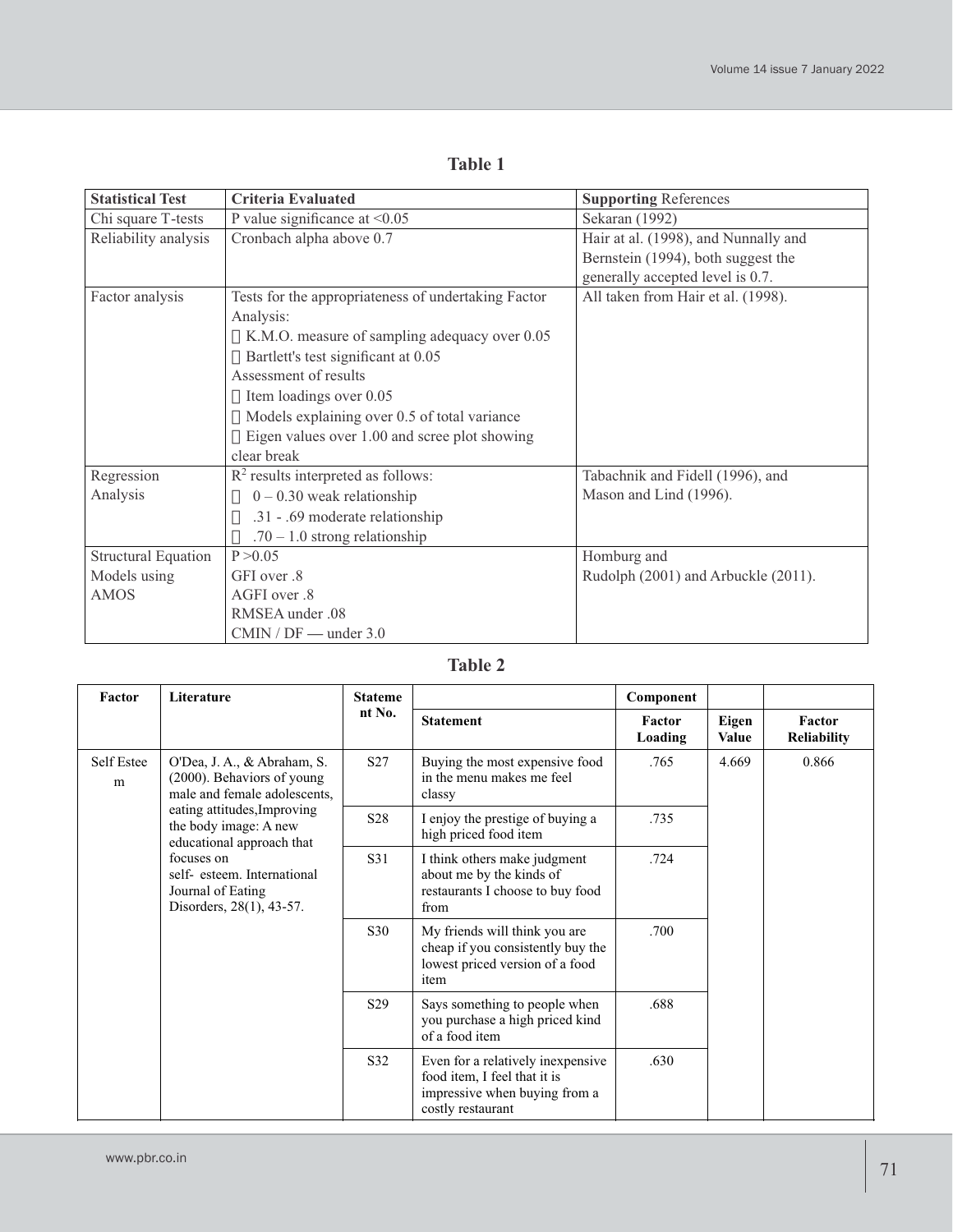**Table 1**

| Statistical Test | Criteria Evaluated | **Supporting** References |
|---|---|---|
| Chi square T-tests | P value significance at <0.05 | Sekaran (1992) |
| Reliability analysis | Cronbach alpha above 0.7 | Hair at al. (1998), and Nunnally and Bernstein (1994), both suggest the generally accepted level is 0.7. |
| Factor analysis | Tests for the appropriateness of undertaking Factor Analysis: K.M.O. measure of sampling adequacy over 0.05; Bartlett's test significant at 0.05; Assessment of results; Item loadings over 0.05; Models explaining over 0.5 of total variance; Eigen values over 1.00 and scree plot showing clear break | All taken from Hair et al. (1998). |
| Regression Analysis | $R^2$ results interpreted as follows: 0 – 0.30 weak relationship; .31 - .69 moderate relationship; .70 – 1.0 strong relationship | Tabachnik and Fidell (1996), and Mason and Lind (1996). |
| Structural Equation Models using AMOS | P >0.05; GFI over .8; AGFI over .8; RMSEA under .08; CMIN / DF — under 3.0 | Homburg and Rudolph (2001) and Arbuckle (2011). |

**Table 2**

| Factor | Literature | Statement No. | Statement | Component Factor Loading | Eigen Value | Factor Reliability |
|---|---|---|---|---|---|---|
| Self Esteem | O'Dea, J. A., & Abraham, S. (2000). Behaviors of young male and female adolescents, eating attitudes,Improving the body image: A new educational approach that focuses on self- esteem. International Journal of Eating Disorders, 28(1), 43-57. | S27 | Buying the most expensive food in the menu makes me feel classy | .765 | 4.669 | 0.866 |
| | | S28 | I enjoy the prestige of buying a high priced food item | .735 | | |
| | | S31 | I think others make judgment about me by the kinds of restaurants I choose to buy food from | .724 | | |
| | | S30 | My friends will think you are cheap if you consistently buy the lowest priced version of a food item | .700 | | |
| | | S29 | Says something to people when you purchase a high priced kind of a food item | .688 | | |
| | | S32 | Even for a relatively inexpensive food item, I feel that it is impressive when buying from a costly restaurant | .630 | | |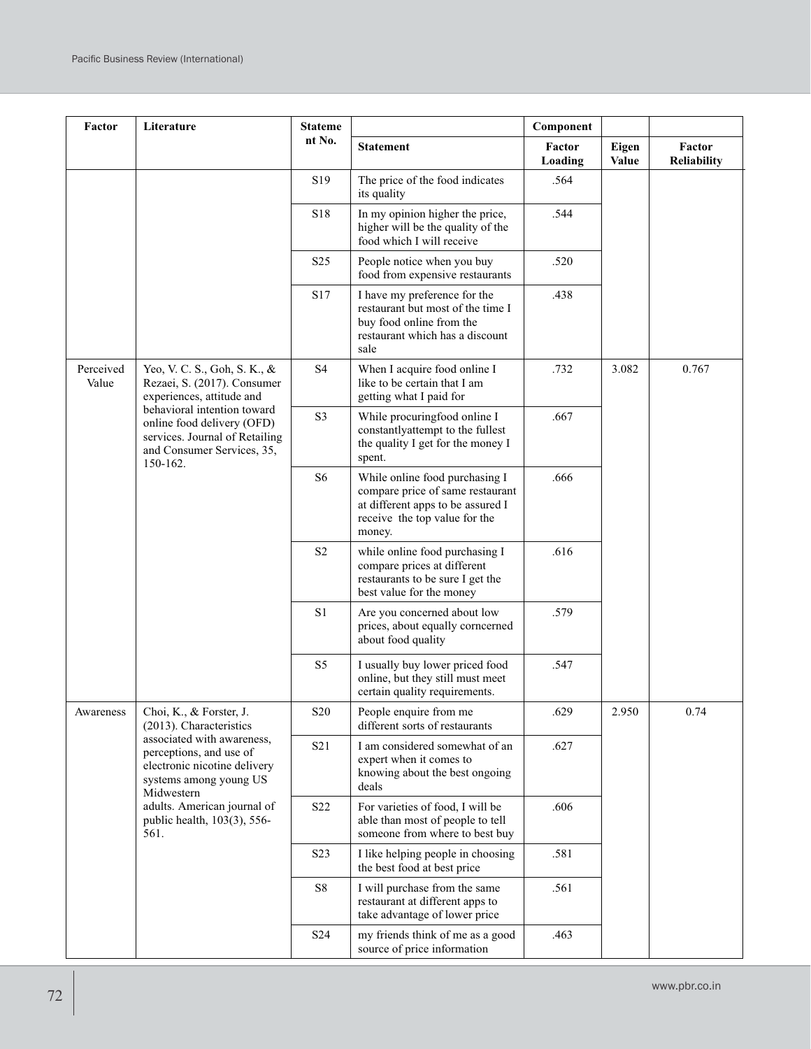| Factor | Literature | Statement No. | | Component | | |
|---|---|---|---|---|---|---|
| | | | Statement | Factor Loading | Eigen Value | Factor Reliability |
| | | S19 | The price of the food indicates its quality | .564 | | |
| | | S18 | In my opinion higher the price, higher will be the quality of the food which I will receive | .544 | | |
| | | S25 | People notice when you buy food from expensive restaurants | .520 | | |
| | | S17 | I have my preference for the restaurant but most of the time I buy food online from the restaurant which has a discount sale | .438 | | |
| Perceived Value | Yeo, V. C. S., Goh, S. K., & Rezaei, S. (2017). Consumer experiences, attitude and behavioral intention toward online food delivery (OFD) services. Journal of Retailing and Consumer Services, 35, 150-162. | S4 | When I acquire food online I like to be certain that I am getting what I paid for | .732 | 3.082 | 0.767 |
| | | S3 | While procuringfood online I constantlyattempt to the fullest the quality I get for the money I spent. | .667 | | |
| | | S6 | While online food purchasing I compare price of same restaurant at different apps to be assured I receive the top value for the money. | .666 | | |
| | | S2 | while online food purchasing I compare prices at different restaurants to be sure I get the best value for the money | .616 | | |
| | | S1 | Are you concerned about low prices, about equally corncerned about food quality | .579 | | |
| | | S5 | I usually buy lower priced food online, but they still must meet certain quality requirements. | .547 | | |
| Awareness | Choi, K., & Forster, J. (2013). Characteristics associated with awareness, perceptions, and use of electronic nicotine delivery systems among young US Midwestern adults. American journal of public health, 103(3), 556-561. | S20 | People enquire from me different sorts of restaurants | .629 | 2.950 | 0.74 |
| | | S21 | I am considered somewhat of an expert when it comes to knowing about the best ongoing deals | .627 | | |
| | | S22 | For varieties of food, I will be able than most of people to tell someone from where to best buy | .606 | | |
| | | S23 | I like helping people in choosing the best food at best price | .581 | | |
| | | S8 | I will purchase from the same restaurant at different apps to take advantage of lower price | .561 | | |
| | | S24 | my friends think of me as a good source of price information | .463 | | |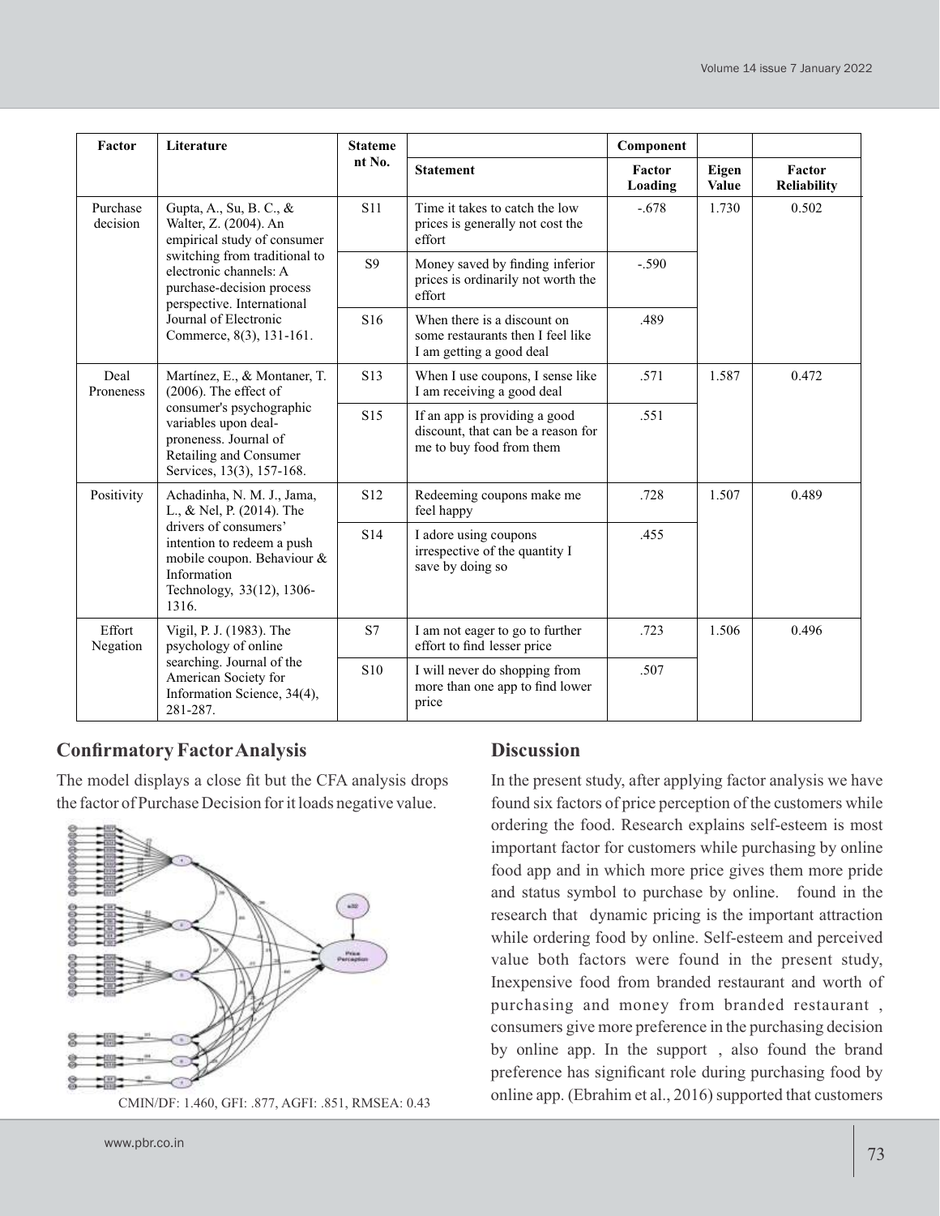| Factor | Literature | Statement No. | | Component | | |
|---|---|---|---|---|---|---|
| | | | Statement | Factor Loading | Eigen Value | Factor Reliability |
| Purchase decision | Gupta, A., Su, B. C., & Walter, Z. (2004). An empirical study of consumer switching from traditional to electronic channels: A purchase-decision process perspective. International Journal of Electronic Commerce, 8(3), 131-161. | S11 | Time it takes to catch the low prices is generally not cost the effort | -.678 | 1.730 | 0.502 |
| | | S9 | Money saved by finding inferior prices is ordinarily not worth the effort | -.590 | | |
| | | S16 | When there is a discount on some restaurants then I feel like I am getting a good deal | .489 | | |
| Deal Proneness | Martínez, E., & Montaner, T. (2006). The effect of consumer's psychographic variables upon deal-proneness. Journal of Retailing and Consumer Services, 13(3), 157-168. | S13 | When I use coupons, I sense like I am receiving a good deal | .571 | 1.587 | 0.472 |
| | | S15 | If an app is providing a good discount, that can be a reason for me to buy food from them | .551 | | |
| Positivity | Achadinha, N. M. J., Jama, L., & Nel, P. (2014). The drivers of consumers' intention to redeem a push mobile coupon. Behaviour & Information Technology, 33(12), 1306-1316. | S12 | Redeeming coupons make me feel happy | .728 | 1.507 | 0.489 |
| | | S14 | I adore using coupons irrespective of the quantity I save by doing so | .455 | | |
| Effort Negation | Vigil, P. J. (1983). The psychology of online searching. Journal of the American Society for Information Science, 34(4), 281-287. | S7 | I am not eager to go to further effort to find lesser price | .723 | 1.506 | 0.496 |
| | | S10 | I will never do shopping from more than one app to find lower price | .507 | | |

## Confirmatory Factor Analysis

The model displays a close fit but the CFA analysis drops the factor of Purchase Decision for it loads negative value.

CMIN/DF: 1.460, GFI: .877, AGFI: .851, RMSEA: 0.43

## Discussion

In the present study, after applying factor analysis we have found six factors of price perception of the customers while ordering the food. Research explains self-esteem is most important factor for customers while purchasing by online food app and in which more price gives them more pride and status symbol to purchase by online. found in the research that dynamic pricing is the important attraction while ordering food by online. Self-esteem and perceived value both factors were found in the present study, Inexpensive food from branded restaurant and worth of purchasing and money from branded restaurant , consumers give more preference in the purchasing decision by online app. In the support , also found the brand preference has significant role during purchasing food by online app. (Ebrahim et al., 2016) supported that customers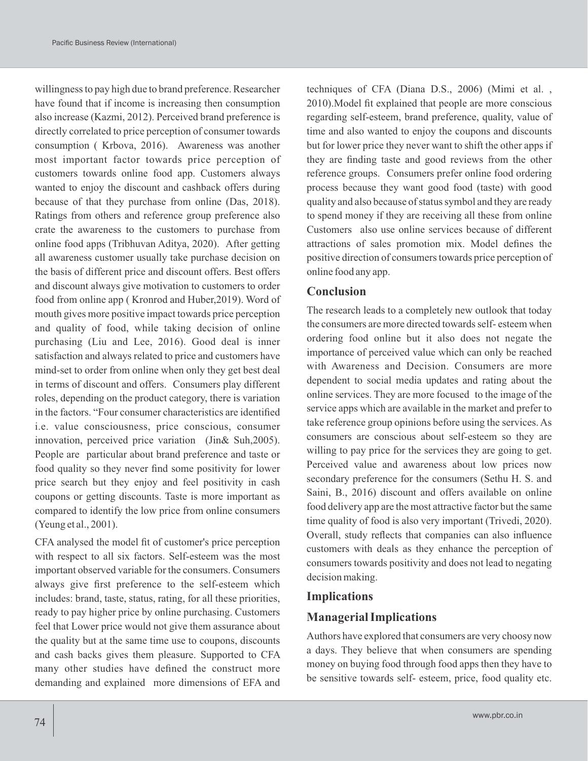willingness to pay high due to brand preference. Researcher have found that if income is increasing then consumption also increase (Kazmi, 2012). Perceived brand preference is directly correlated to price perception of consumer towards consumption ( Krbova, 2016). Awareness was another most important factor towards price perception of customers towards online food app. Customers always wanted to enjoy the discount and cashback offers during because of that they purchase from online (Das, 2018). Ratings from others and reference group preference also crate the awareness to the customers to purchase from online food apps (Tribhuvan Aditya, 2020). After getting all awareness customer usually take purchase decision on the basis of different price and discount offers. Best offers and discount always give motivation to customers to order food from online app ( Kronrod and Huber,2019). Word of mouth gives more positive impact towards price perception and quality of food, while taking decision of online purchasing (Liu and Lee, 2016). Good deal is inner satisfaction and always related to price and customers have mind-set to order from online when only they get best deal in terms of discount and offers. Consumers play different roles, depending on the product category, there is variation in the factors. "Four consumer characteristics are identified i.e. value consciousness, price conscious, consumer innovation, perceived price variation (Jin& Suh,2005). People are particular about brand preference and taste or food quality so they never find some positivity for lower price search but they enjoy and feel positivity in cash coupons or getting discounts. Taste is more important as compared to identify the low price from online consumers (Yeung et al., 2001).

CFA analysed the model fit of customer's price perception with respect to all six factors. Self-esteem was the most important observed variable for the consumers. Consumers always give first preference to the self-esteem which includes: brand, taste, status, rating, for all these priorities, ready to pay higher price by online purchasing. Customers feel that Lower price would not give them assurance about the quality but at the same time use to coupons, discounts and cash backs gives them pleasure. Supported to CFA many other studies have defined the construct more demanding and explained more dimensions of EFA and techniques of CFA (Diana D.S., 2006) (Mimi et al. , 2010).Model fit explained that people are more conscious regarding self-esteem, brand preference, quality, value of time and also wanted to enjoy the coupons and discounts but for lower price they never want to shift the other apps if they are finding taste and good reviews from the other reference groups. Consumers prefer online food ordering process because they want good food (taste) with good quality and also because of status symbol and they are ready to spend money if they are receiving all these from online Customers also use online services because of different attractions of sales promotion mix. Model defines the positive direction of consumers towards price perception of online food any app.

## Conclusion

The research leads to a completely new outlook that today the consumers are more directed towards self- esteem when ordering food online but it also does not negate the importance of perceived value which can only be reached with Awareness and Decision. Consumers are more dependent to social media updates and rating about the online services. They are more focused to the image of the service apps which are available in the market and prefer to take reference group opinions before using the services. As consumers are conscious about self-esteem so they are willing to pay price for the services they are going to get. Perceived value and awareness about low prices now secondary preference for the consumers (Sethu H. S. and Saini, B., 2016) discount and offers available on online food delivery app are the most attractive factor but the same time quality of food is also very important (Trivedi, 2020). Overall, study reflects that companies can also influence customers with deals as they enhance the perception of consumers towards positivity and does not lead to negating decision making.

## Implications

## Managerial Implications

Authors have explored that consumers are very choosy now a days. They believe that when consumers are spending money on buying food through food apps then they have to be sensitive towards self- esteem, price, food quality etc.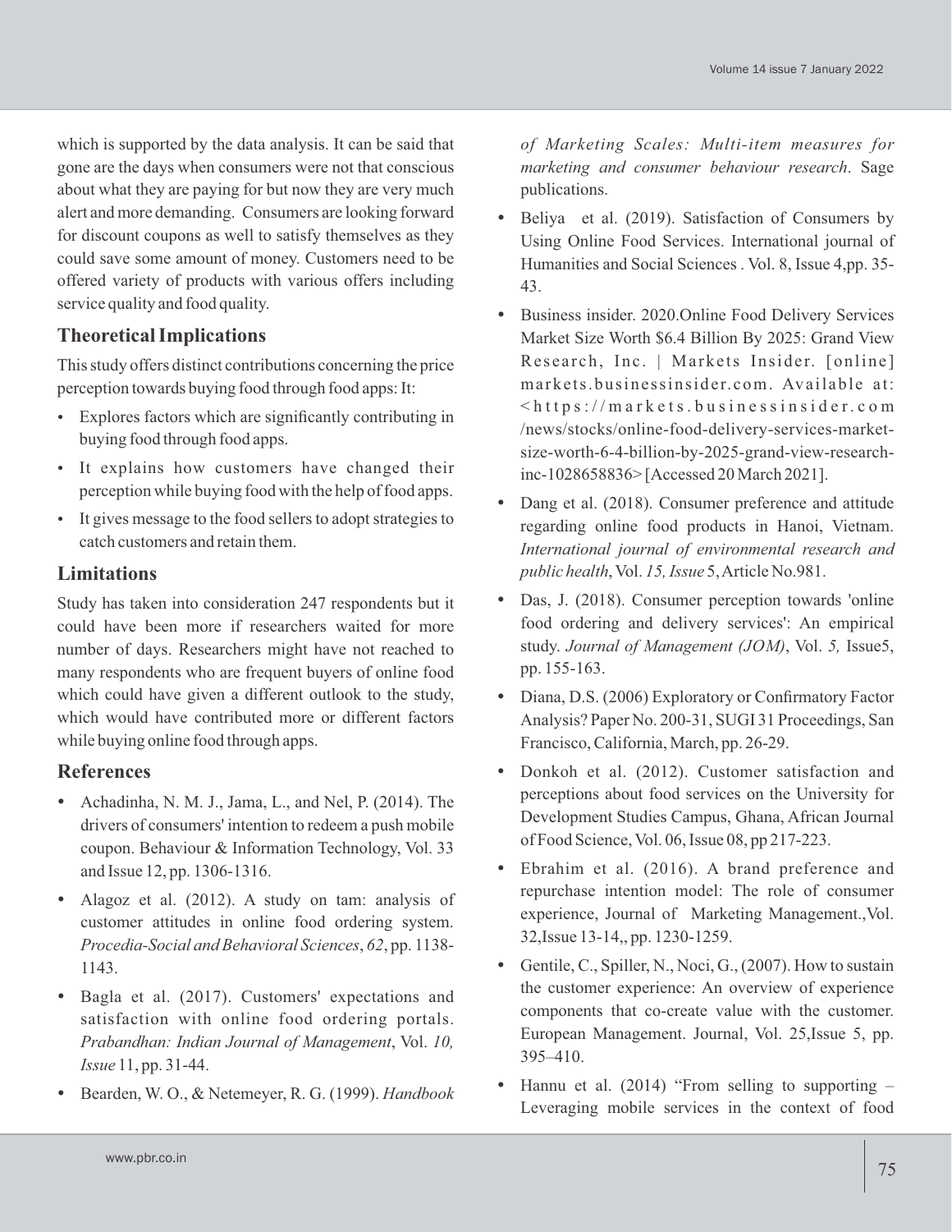which is supported by the data analysis. It can be said that gone are the days when consumers were not that conscious about what they are paying for but now they are very much alert and more demanding. Consumers are looking forward for discount coupons as well to satisfy themselves as they could save some amount of money. Customers need to be offered variety of products with various offers including service quality and food quality.

## Theoretical Implications

This study offers distinct contributions concerning the price perception towards buying food through food apps: It:

- Explores factors which are significantly contributing in buying food through food apps.
- It explains how customers have changed their perception while buying food with the help of food apps.
- It gives message to the food sellers to adopt strategies to catch customers and retain them.

## Limitations

Study has taken into consideration 247 respondents but it could have been more if researchers waited for more number of days. Researchers might have not reached to many respondents who are frequent buyers of online food which could have given a different outlook to the study, which would have contributed more or different factors while buying online food through apps.

## References

- Achadinha, N. M. J., Jama, L., and Nel, P. (2014). The drivers of consumers' intention to redeem a push mobile coupon. Behaviour & Information Technology, Vol. 33 and Issue 12, pp. 1306-1316.
- Alagoz et al. (2012). A study on tam: analysis of customer attitudes in online food ordering system. *Procedia-Social and Behavioral Sciences*, *62*, pp. 1138-1143.
- Bagla et al. (2017). Customers' expectations and satisfaction with online food ordering portals. *Prabandhan: Indian Journal of Management*, Vol. *10, Issue* 11, pp. 31-44.
- Bearden, W. O., & Netemeyer, R. G. (1999). *Handbook of Marketing Scales: Multi-item measures for marketing and consumer behaviour research*. Sage publications.
- Beliya et al. (2019). Satisfaction of Consumers by Using Online Food Services. International journal of Humanities and Social Sciences . Vol. 8, Issue 4,pp. 35-43.
- Business insider. 2020.Online Food Delivery Services Market Size Worth $6.4 Billion By 2025: Grand View Research, Inc. | Markets Insider. [online] markets.businessinsider.com. Available at: <https://markets.businessinsider.com/news/stocks/online-food-delivery-services-market-size-worth-6-4-billion-by-2025-grand-view-research-inc-1028658836> [Accessed 20 March 2021].
- Dang et al. (2018). Consumer preference and attitude regarding online food products in Hanoi, Vietnam. *International journal of environmental research and public health*, Vol. *15, Issue* 5, Article No.981.
- Das, J. (2018). Consumer perception towards 'online food ordering and delivery services': An empirical study. *Journal of Management (JOM)*, Vol. *5,* Issue5, pp. 155-163.
- Diana, D.S. (2006) Exploratory or Confirmatory Factor Analysis? Paper No. 200-31, SUGI 31 Proceedings, San Francisco, California, March, pp. 26-29.
- Donkoh et al. (2012). Customer satisfaction and perceptions about food services on the University for Development Studies Campus, Ghana, African Journal of Food Science, Vol. 06, Issue 08, pp 217-223.
- Ebrahim et al. (2016). A brand preference and repurchase intention model: The role of consumer experience, Journal of Marketing Management.,Vol. 32,Issue 13-14,, pp. 1230-1259.
- Gentile, C., Spiller, N., Noci, G., (2007). How to sustain the customer experience: An overview of experience components that co-create value with the customer. European Management. Journal, Vol. 25,Issue 5, pp. 395–410.
- Hannu et al. (2014) "From selling to supporting – Leveraging mobile services in the context of food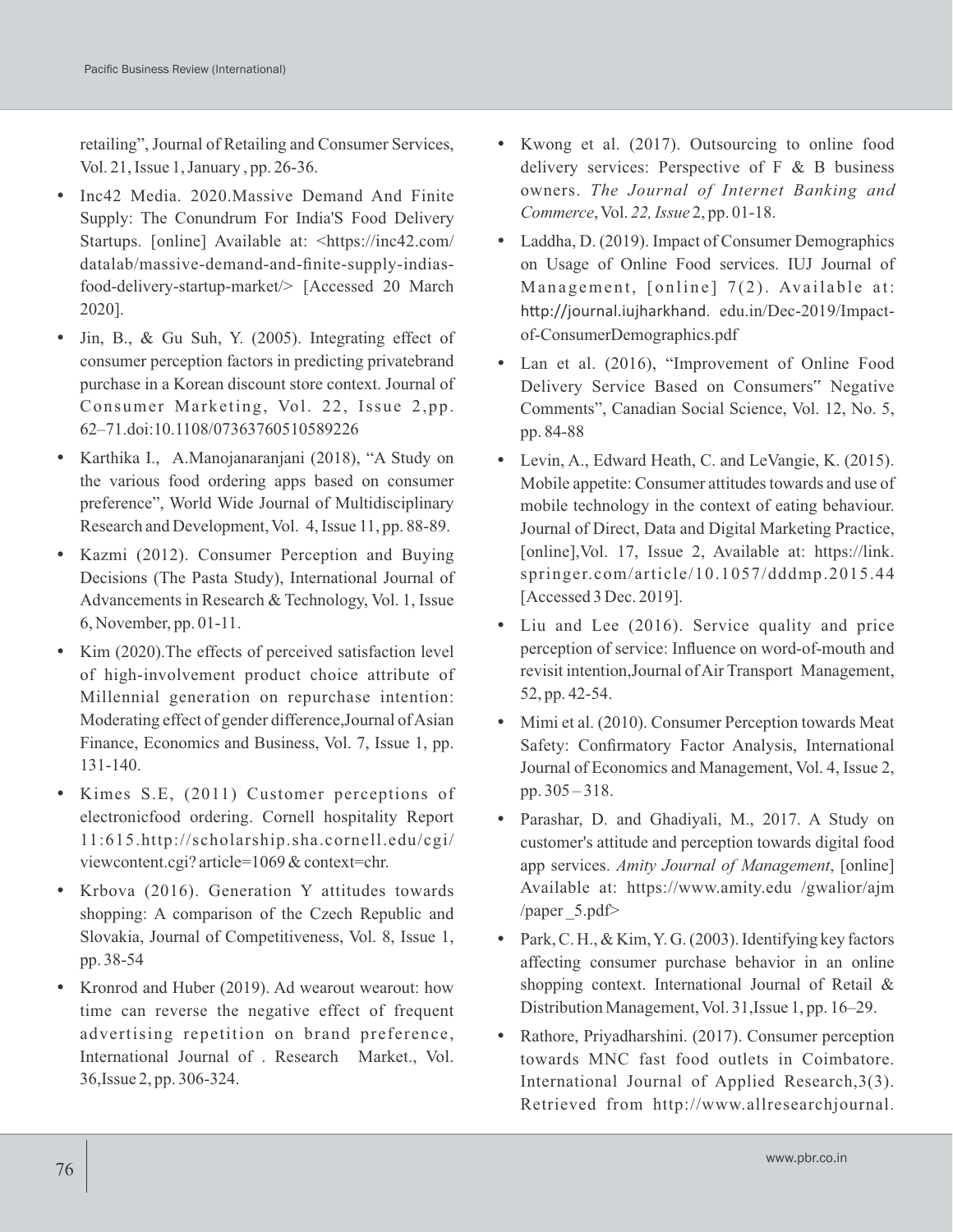retailing", Journal of Retailing and Consumer Services, Vol. 21, Issue 1, January , pp. 26-36.

- Inc42 Media. 2020.Massive Demand And Finite Supply: The Conundrum For India'S Food Delivery Startups. [online] Available at: <https://inc42.com/datalab/massive-demand-and-finite-supply-indias-food-delivery-startup-market/> [Accessed 20 March 2020].
- Jin, B., & Gu Suh, Y. (2005). Integrating effect of consumer perception factors in predicting privatebrand purchase in a Korean discount store context. Journal of Consumer Marketing, Vol. 22, Issue 2,pp. 62–71.doi:10.1108/07363760510589226
- Karthika I., A.Manojanaranjani (2018), "A Study on the various food ordering apps based on consumer preference", World Wide Journal of Multidisciplinary Research and Development, Vol. 4, Issue 11, pp. 88-89.
- Kazmi (2012). Consumer Perception and Buying Decisions (The Pasta Study), International Journal of Advancements in Research & Technology, Vol. 1, Issue 6, November, pp. 01-11.
- Kim (2020).The effects of perceived satisfaction level of high-involvement product choice attribute of Millennial generation on repurchase intention: Moderating effect of gender difference,Journal of Asian Finance, Economics and Business, Vol. 7, Issue 1, pp. 131-140.
- Kimes S.E, (2011) Customer perceptions of electronicfood ordering. Cornell hospitality Report 11:615.http://scholarship.sha.cornell.edu/cgi/viewcontent.cgi? article=1069 & context=chr.
- Krbova (2016). Generation Y attitudes towards shopping: A comparison of the Czech Republic and Slovakia, Journal of Competitiveness, Vol. 8, Issue 1, pp. 38-54
- Kronrod and Huber (2019). Ad wearout wearout: how time can reverse the negative effect of frequent advertising repetition on brand preference, International Journal of . Research Market., Vol. 36,Issue 2, pp. 306-324.
- Kwong et al. (2017). Outsourcing to online food delivery services: Perspective of F & B business owners. *The Journal of Internet Banking and Commerce*, Vol. *22, Issue* 2, pp. 01-18.
- Laddha, D. (2019). Impact of Consumer Demographics on Usage of Online Food services. IUJ Journal of Management, [online] 7(2). Available at: http://journal.iujharkhand. edu.in/Dec-2019/Impact-of-ConsumerDemographics.pdf
- Lan et al. (2016), "Improvement of Online Food Delivery Service Based on Consumers" Negative Comments", Canadian Social Science, Vol. 12, No. 5, pp. 84-88
- Levin, A., Edward Heath, C. and LeVangie, K. (2015). Mobile appetite: Consumer attitudes towards and use of mobile technology in the context of eating behaviour. Journal of Direct, Data and Digital Marketing Practice, [online],Vol. 17, Issue 2, Available at: https://link.springer.com/article/10.1057/dddmp.2015.44 [Accessed 3 Dec. 2019].
- Liu and Lee (2016). Service quality and price perception of service: Influence on word-of-mouth and revisit intention,Journal of Air Transport Management, 52, pp. 42-54.
- Mimi et al. (2010). Consumer Perception towards Meat Safety: Confirmatory Factor Analysis, International Journal of Economics and Management, Vol. 4, Issue 2, pp. 305 – 318.
- Parashar, D. and Ghadiyali, M., 2017. A Study on customer's attitude and perception towards digital food app services. *Amity Journal of Management*, [online] Available at: https://www.amity.edu /gwalior/ajm /paper _5.pdf>
- Park, C. H., & Kim, Y. G. (2003). Identifying key factors affecting consumer purchase behavior in an online shopping context. International Journal of Retail & Distribution Management, Vol. 31,Issue 1, pp. 16–29.
- Rathore, Priyadharshini. (2017). Consumer perception towards MNC fast food outlets in Coimbatore. International Journal of Applied Research,3(3). Retrieved from http://www.allresearchjournal.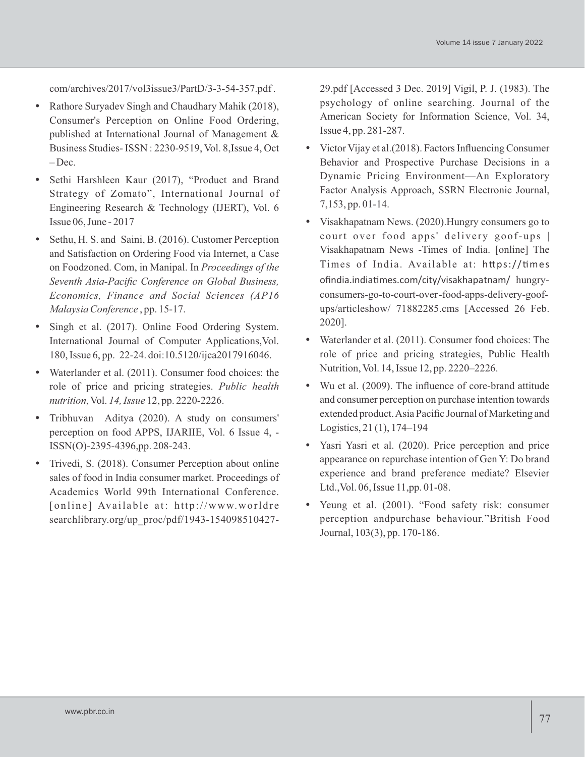com/archives/2017/vol3issue3/PartD/3-3-54-357.pdf .

- Rathore Suryadev Singh and Chaudhary Mahik (2018), Consumer's Perception on Online Food Ordering, published at International Journal of Management & Business Studies- ISSN : 2230-9519, Vol. 8,Issue 4, Oct – Dec.
- Sethi Harshleen Kaur (2017), "Product and Brand Strategy of Zomato", International Journal of Engineering Research & Technology (IJERT), Vol. 6 Issue 06, June - 2017
- Sethu, H. S. and Saini, B. (2016). Customer Perception and Satisfaction on Ordering Food via Internet, a Case on Foodzoned. Com, in Manipal. In *Proceedings of the Seventh Asia-Pacific Conference on Global Business, Economics, Finance and Social Sciences (AP16 Malaysia Conference* , pp. 15-17.
- Singh et al. (2017). Online Food Ordering System. International Journal of Computer Applications,Vol. 180, Issue 6, pp. 22-24. doi:10.5120/ijca2017916046.
- Waterlander et al. (2011). Consumer food choices: the role of price and pricing strategies. *Public health nutrition*, Vol. *14, Issue* 12, pp. 2220-2226.
- Tribhuvan Aditya (2020). A study on consumers' perception on food APPS, IJARIIE, Vol. 6 Issue 4, -ISSN(O)-2395-4396,pp. 208-243.
- Trivedi, S. (2018). Consumer Perception about online sales of food in India consumer market. Proceedings of Academics World 99th International Conference. [online] Available at: http://www.worldresearchlibrary.org/up_proc/pdf/1943-154098510427-29.pdf [Accessed 3 Dec. 2019] Vigil, P. J. (1983). The psychology of online searching. Journal of the American Society for Information Science, Vol. 34, Issue 4, pp. 281-287.
- Victor Vijay et al.(2018). Factors Influencing Consumer Behavior and Prospective Purchase Decisions in a Dynamic Pricing Environment—An Exploratory Factor Analysis Approach, SSRN Electronic Journal, 7,153, pp. 01-14.
- Visakhapatnam News. (2020).Hungry consumers go to court over food apps' delivery goof-ups | Visakhapatnam News -Times of India. [online] The Times of India. Available at: https://timesofindia.indiatimes.com/city/visakhapatnam/ hungry-consumers-go-to-court-over-food-apps-delivery-goof-ups/articleshow/ 71882285.cms [Accessed 26 Feb. 2020].
- Waterlander et al. (2011). Consumer food choices: The role of price and pricing strategies, Public Health Nutrition, Vol. 14, Issue 12, pp. 2220–2226.
- Wu et al. (2009). The influence of core-brand attitude and consumer perception on purchase intention towards extended product. Asia Pacific Journal of Marketing and Logistics, 21 (1), 174–194
- Yasri Yasri et al. (2020). Price perception and price appearance on repurchase intention of Gen Y: Do brand experience and brand preference mediate? Elsevier Ltd., Vol. 06, Issue 11,pp. 01-08.
- Yeung et al. (2001). "Food safety risk: consumer perception andpurchase behaviour."British Food Journal, 103(3), pp. 170-186.